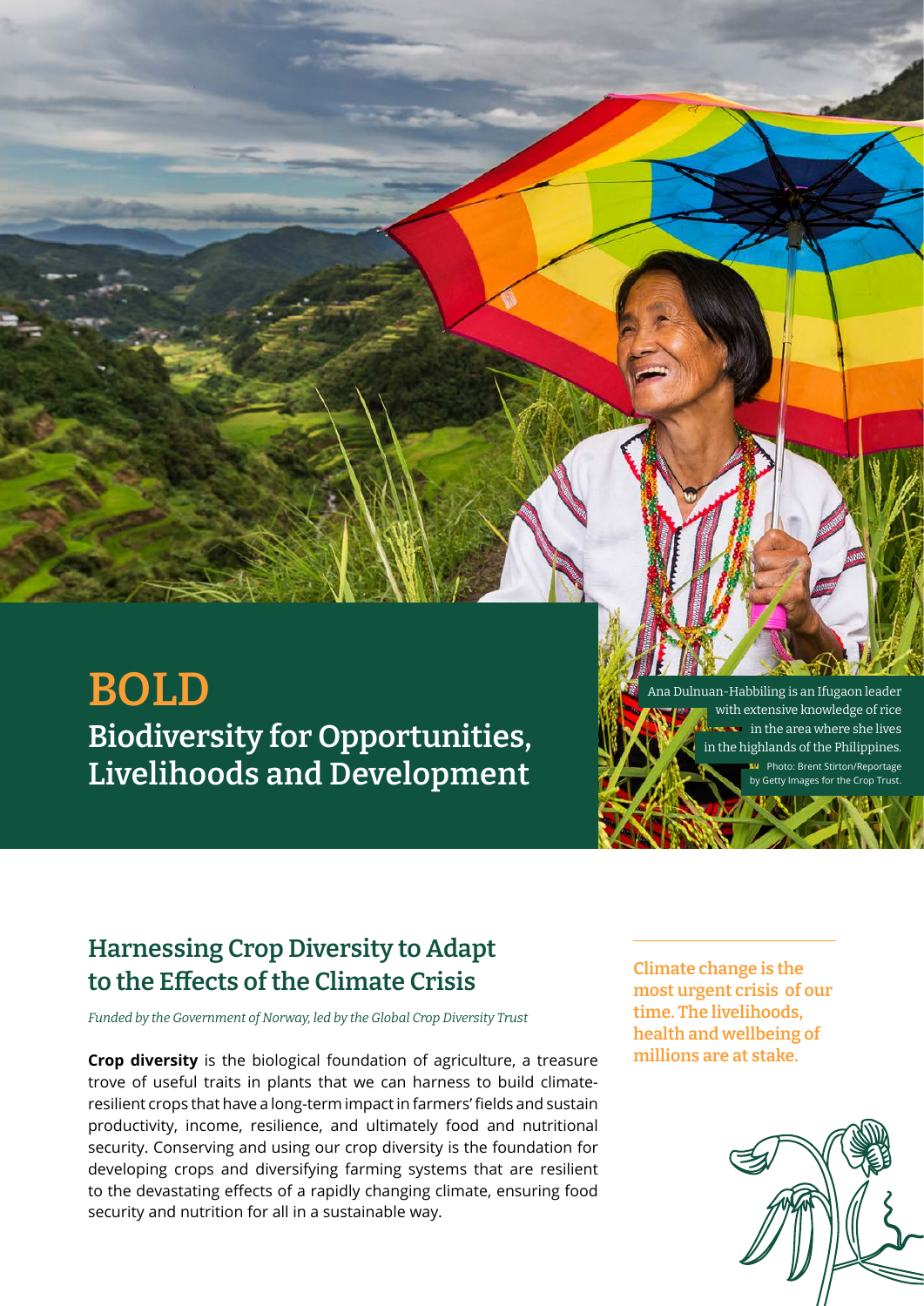# BOLD

## Biodiversity for Opportunities, Livelihoods and Development

Ana Dulnuan-Habbiling is an Ifugaon leader with extensive knowledge of rice in the area where she lives in the highlands of the Philippines.

Photo: Brent Stirton/Reportage by Getty Images for the Crop Trust.

## Harnessing Crop Diversity to Adapt to the Effects of the Climate Crisis

*Funded by the Government of Norway, led by the Global Crop Diversity Trust*

**Crop diversity** is the biological foundation of agriculture, a treasure trove of useful traits in plants that we can harness to build climate-resilient crops that have a long-term impact in farmers' fields and sustain productivity, income, resilience, and ultimately food and nutritional security. Conserving and using our crop diversity is the foundation for developing crops and diversifying farming systems that are resilient to the devastating effects of a rapidly changing climate, ensuring food security and nutrition for all in a sustainable way.

**Climate change is the most urgent crisis of our time. The livelihoods, health and wellbeing of millions are at stake.**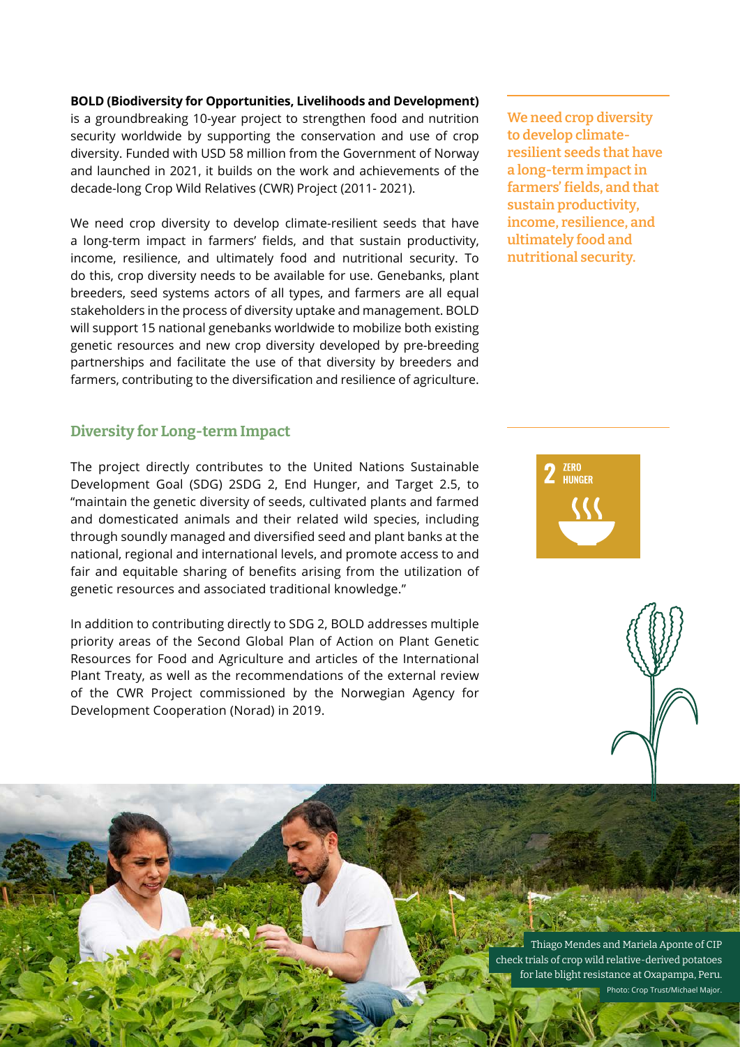**BOLD (Biodiversity for Opportunities, Livelihoods and Development)** is a groundbreaking 10-year project to strengthen food and nutrition security worldwide by supporting the conservation and use of crop diversity. Funded with USD 58 million from the Government of Norway and launched in 2021, it builds on the work and achievements of the decade-long Crop Wild Relatives (CWR) Project (2011- 2021).

We need crop diversity to develop climate-resilient seeds that have a long-term impact in farmers' fields, and that sustain productivity, income, resilience, and ultimately food and nutritional security. To do this, crop diversity needs to be available for use. Genebanks, plant breeders, seed systems actors of all types, and farmers are all equal stakeholders in the process of diversity uptake and management. BOLD will support 15 national genebanks worldwide to mobilize both existing genetic resources and new crop diversity developed by pre-breeding partnerships and facilitate the use of that diversity by breeders and farmers, contributing to the diversification and resilience of agriculture.

**We need crop diversity to develop climate-resilient seeds that have a long-term impact in farmers' fields, and that sustain productivity, income, resilience, and ultimately food and nutritional security.**

## Diversity for Long-term Impact

The project directly contributes to the United Nations Sustainable Development Goal (SDG) 2SDG 2, End Hunger, and Target 2.5, to "maintain the genetic diversity of seeds, cultivated plants and farmed and domesticated animals and their related wild species, including through soundly managed and diversified seed and plant banks at the national, regional and international levels, and promote access to and fair and equitable sharing of benefits arising from the utilization of genetic resources and associated traditional knowledge."

2 ZERO HUNGER

In addition to contributing directly to SDG 2, BOLD addresses multiple priority areas of the Second Global Plan of Action on Plant Genetic Resources for Food and Agriculture and articles of the International Plant Treaty, as well as the recommendations of the external review of the CWR Project commissioned by the Norwegian Agency for Development Cooperation (Norad) in 2019.

Thiago Mendes and Mariela Aponte of CIP check trials of crop wild relative-derived potatoes for late blight resistance at Oxapampa, Peru.
Photo: Crop Trust/Michael Major.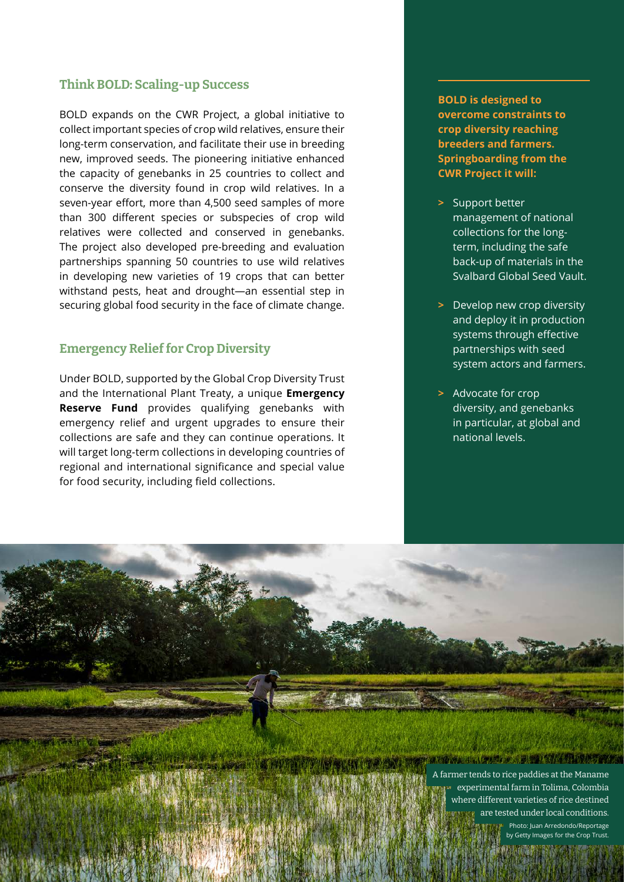## Think BOLD: Scaling-up Success

BOLD expands on the CWR Project, a global initiative to collect important species of crop wild relatives, ensure their long-term conservation, and facilitate their use in breeding new, improved seeds. The pioneering initiative enhanced the capacity of genebanks in 25 countries to collect and conserve the diversity found in crop wild relatives. In a seven-year effort, more than 4,500 seed samples of more than 300 different species or subspecies of crop wild relatives were collected and conserved in genebanks. The project also developed pre-breeding and evaluation partnerships spanning 50 countries to use wild relatives in developing new varieties of 19 crops that can better withstand pests, heat and drought—an essential step in securing global food security in the face of climate change.

## Emergency Relief for Crop Diversity

Under BOLD, supported by the Global Crop Diversity Trust and the International Plant Treaty, a unique **Emergency Reserve Fund** provides qualifying genebanks with emergency relief and urgent upgrades to ensure their collections are safe and they can continue operations. It will target long-term collections in developing countries of regional and international significance and special value for food security, including field collections.

**BOLD is designed to overcome constraints to crop diversity reaching breeders and farmers. Springboarding from the CWR Project it will:**

- Support better management of national collections for the long-term, including the safe back-up of materials in the Svalbard Global Seed Vault.
- Develop new crop diversity and deploy it in production systems through effective partnerships with seed system actors and farmers.
- Advocate for crop diversity, and genebanks in particular, at global and national levels.

A farmer tends to rice paddies at the Maname experimental farm in Tolima, Colombia where different varieties of rice destined are tested under local conditions.

Photo: Juan Arredondo/Reportage by Getty Images for the Crop Trust.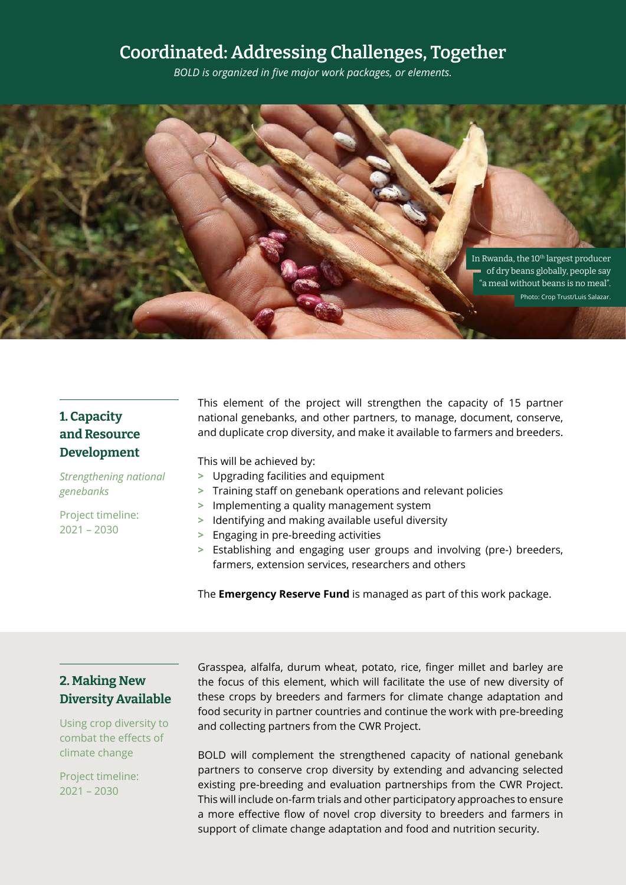# Coordinated: Addressing Challenges, Together

*BOLD is organized in five major work packages, or elements.*

In Rwanda, the 10th largest producer of dry beans globally, people say "a meal without beans is no meal".
Photo: Crop Trust/Luis Salazar.

## 1. Capacity and Resource Development

*Strengthening national genebanks*

Project timeline: 2021 – 2030

This element of the project will strengthen the capacity of 15 partner national genebanks, and other partners, to manage, document, conserve, and duplicate crop diversity, and make it available to farmers and breeders.

This will be achieved by:

- Upgrading facilities and equipment
- Training staff on genebank operations and relevant policies
- Implementing a quality management system
- Identifying and making available useful diversity
- Engaging in pre-breeding activities
- Establishing and engaging user groups and involving (pre-) breeders, farmers, extension services, researchers and others

The **Emergency Reserve Fund** is managed as part of this work package.

## 2. Making New Diversity Available

Using crop diversity to combat the effects of climate change

Project timeline: 2021 – 2030

Grasspea, alfalfa, durum wheat, potato, rice, finger millet and barley are the focus of this element, which will facilitate the use of new diversity of these crops by breeders and farmers for climate change adaptation and food security in partner countries and continue the work with pre-breeding and collecting partners from the CWR Project.

BOLD will complement the strengthened capacity of national genebank partners to conserve crop diversity by extending and advancing selected existing pre-breeding and evaluation partnerships from the CWR Project. This will include on-farm trials and other participatory approaches to ensure a more effective flow of novel crop diversity to breeders and farmers in support of climate change adaptation and food and nutrition security.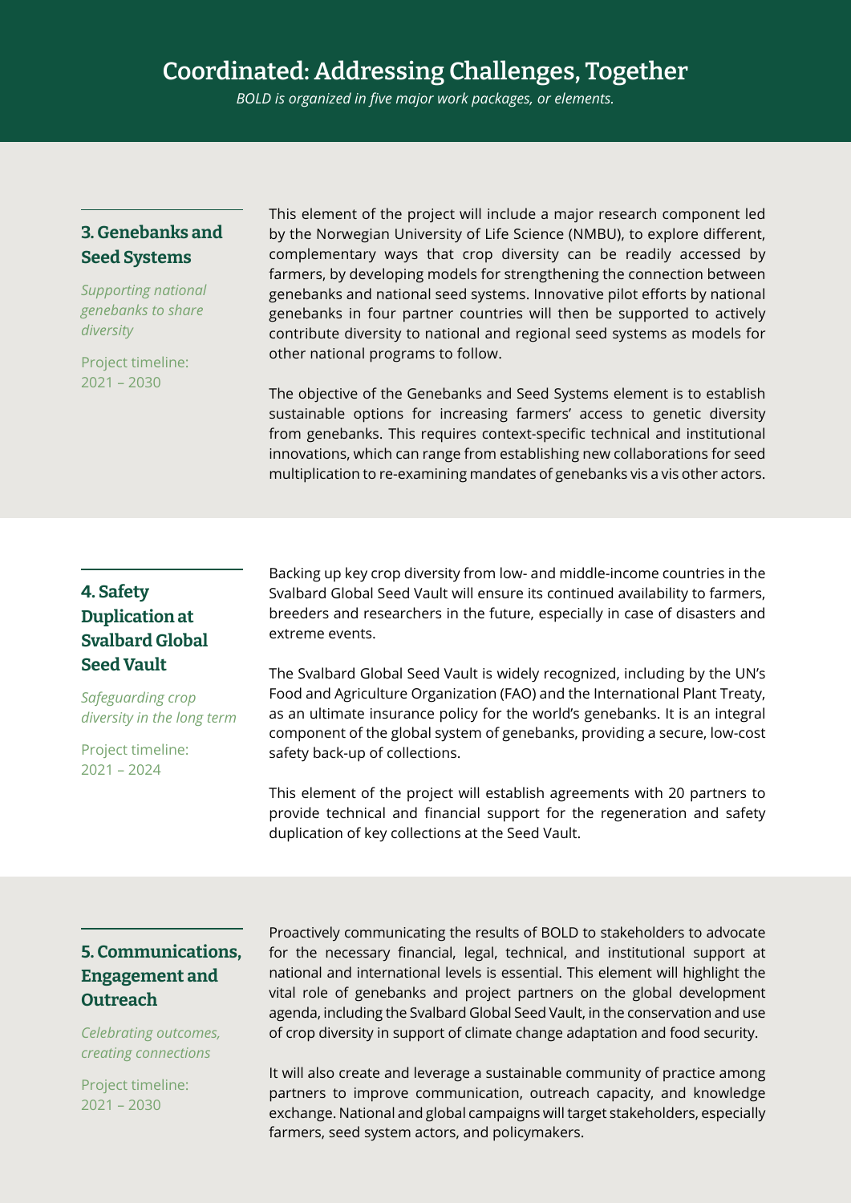# Coordinated: Addressing Challenges, Together

*BOLD is organized in five major work packages, or elements.*

## 3. Genebanks and Seed Systems

*Supporting national genebanks to share diversity*

Project timeline: 2021 – 2030

This element of the project will include a major research component led by the Norwegian University of Life Science (NMBU), to explore different, complementary ways that crop diversity can be readily accessed by farmers, by developing models for strengthening the connection between genebanks and national seed systems. Innovative pilot efforts by national genebanks in four partner countries will then be supported to actively contribute diversity to national and regional seed systems as models for other national programs to follow.

The objective of the Genebanks and Seed Systems element is to establish sustainable options for increasing farmers' access to genetic diversity from genebanks. This requires context-specific technical and institutional innovations, which can range from establishing new collaborations for seed multiplication to re-examining mandates of genebanks vis a vis other actors.

## 4. Safety Duplication at Svalbard Global Seed Vault

*Safeguarding crop diversity in the long term*

Project timeline: 2021 – 2024

Backing up key crop diversity from low- and middle-income countries in the Svalbard Global Seed Vault will ensure its continued availability to farmers, breeders and researchers in the future, especially in case of disasters and extreme events.

The Svalbard Global Seed Vault is widely recognized, including by the UN's Food and Agriculture Organization (FAO) and the International Plant Treaty, as an ultimate insurance policy for the world's genebanks. It is an integral component of the global system of genebanks, providing a secure, low-cost safety back-up of collections.

This element of the project will establish agreements with 20 partners to provide technical and financial support for the regeneration and safety duplication of key collections at the Seed Vault.

## 5. Communications, Engagement and Outreach

*Celebrating outcomes, creating connections*

Project timeline: 2021 – 2030

Proactively communicating the results of BOLD to stakeholders to advocate for the necessary financial, legal, technical, and institutional support at national and international levels is essential. This element will highlight the vital role of genebanks and project partners on the global development agenda, including the Svalbard Global Seed Vault, in the conservation and use of crop diversity in support of climate change adaptation and food security.

It will also create and leverage a sustainable community of practice among partners to improve communication, outreach capacity, and knowledge exchange. National and global campaigns will target stakeholders, especially farmers, seed system actors, and policymakers.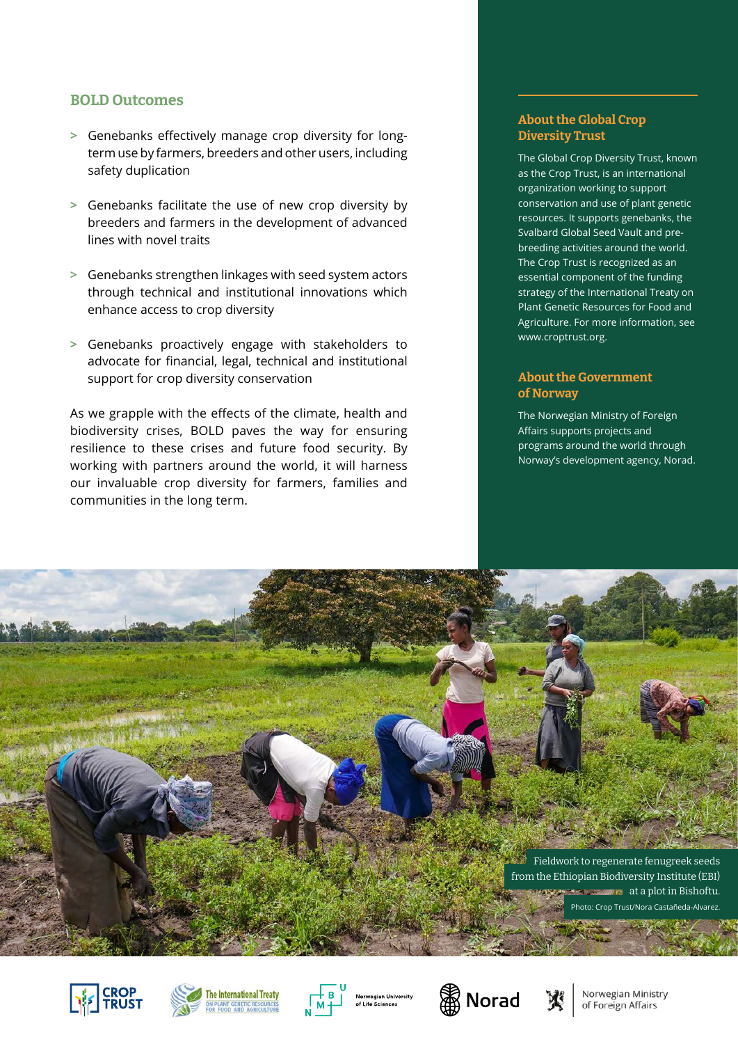## BOLD Outcomes

- Genebanks effectively manage crop diversity for long-term use by farmers, breeders and other users, including safety duplication
- Genebanks facilitate the use of new crop diversity by breeders and farmers in the development of advanced lines with novel traits
- Genebanks strengthen linkages with seed system actors through technical and institutional innovations which enhance access to crop diversity
- Genebanks proactively engage with stakeholders to advocate for financial, legal, technical and institutional support for crop diversity conservation

As we grapple with the effects of the climate, health and biodiversity crises, BOLD paves the way for ensuring resilience to these crises and future food security. By working with partners around the world, it will harness our invaluable crop diversity for farmers, families and communities in the long term.

### About the Global Crop Diversity Trust

The Global Crop Diversity Trust, known as the Crop Trust, is an international organization working to support conservation and use of plant genetic resources. It supports genebanks, the Svalbard Global Seed Vault and pre-breeding activities around the world. The Crop Trust is recognized as an essential component of the funding strategy of the International Treaty on Plant Genetic Resources for Food and Agriculture. For more information, see www.croptrust.org.

### About the Government of Norway

The Norwegian Ministry of Foreign Affairs supports projects and programs around the world through Norway's development agency, Norad.

Fieldwork to regenerate fenugreek seeds from the Ethiopian Biodiversity Institute (EBI) at a plot in Bishoftu.

Photo: Crop Trust/Nora Castañeda-Alvarez.

CROP TRUST | The International Treaty on Plant Genetic Resources for Food and Agriculture | Norwegian University of Life Sciences | Norad | Norwegian Ministry of Foreign Affairs